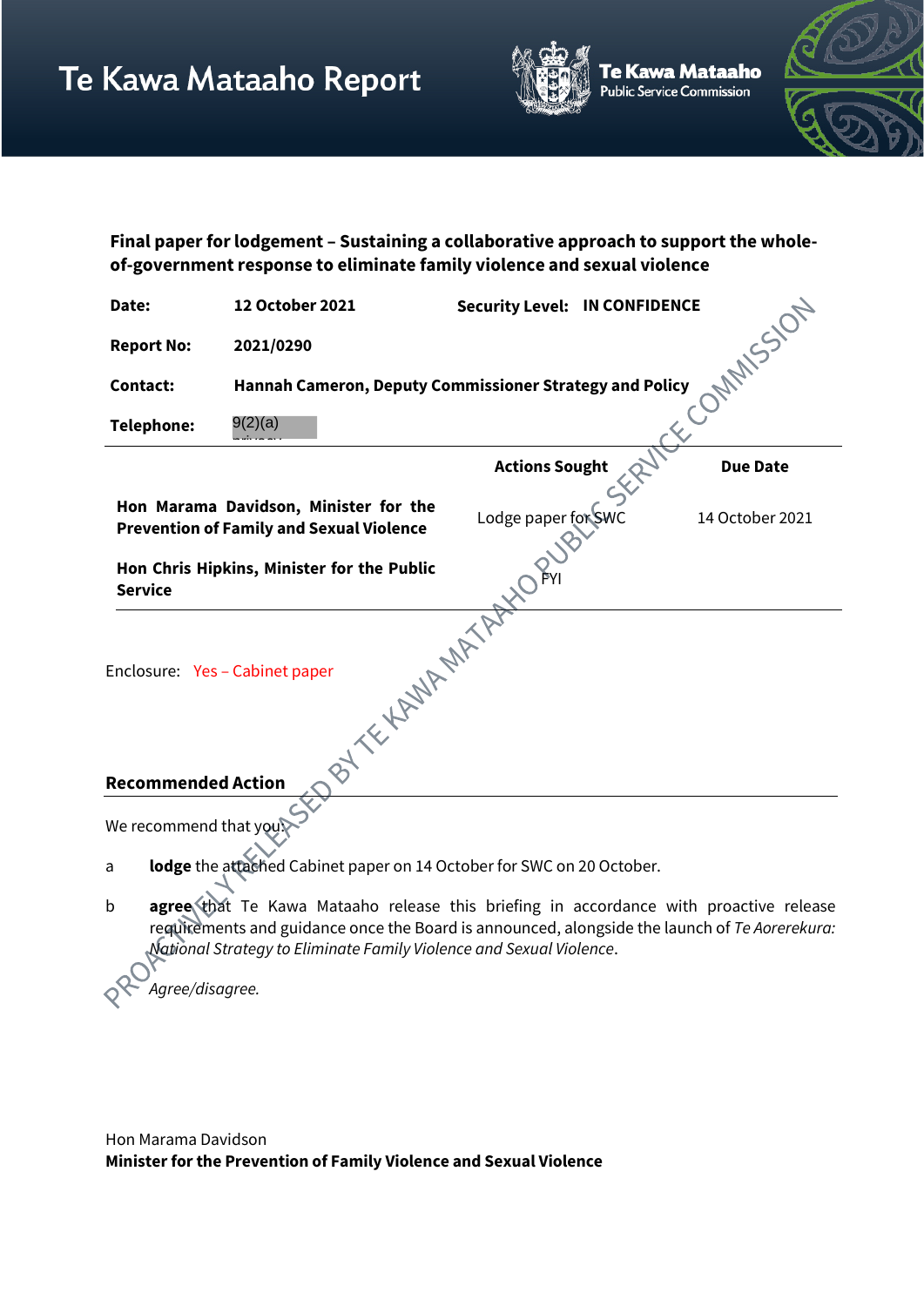# Te Kawa Mataaho Report

Te Kawa Mataaho
Public Service Commission

**Final paper for lodgement – Sustaining a collaborative approach to support the whole-of-government response to eliminate family violence and sexual violence**

| | | | |
|---|---|---|---|
| **Date:** | **12 October 2021** | **Security Level:** | **IN CONFIDENCE** |
| **Report No:** | **2021/0290** | | |
| **Contact:** | **Hannah Cameron, Deputy Commissioner Strategy and Policy** | | |
| **Telephone:** | 9(2)(a) | | |

| | Actions Sought | Due Date |
|---|---|---|
| **Hon Marama Davidson, Minister for the Prevention of Family and Sexual Violence** | Lodge paper for SWC | 14 October 2021 |
| **Hon Chris Hipkins, Minister for the Public Service** | FYI | |

Enclosure: Yes – Cabinet paper

## Recommended Action

We recommend that you:

a **lodge** the attached Cabinet paper on 14 October for SWC on 20 October.

b **agree** that Te Kawa Mataaho release this briefing in accordance with proactive release requirements and guidance once the Board is announced, alongside the launch of *Te Aorerekura: National Strategy to Eliminate Family Violence and Sexual Violence*.

*Agree/disagree.*

Hon Marama Davidson
**Minister for the Prevention of Family Violence and Sexual Violence**

PROACTIVELY RELEASED BY TE KAWA MATAAHO PUBLIC SERVICE COMMISSION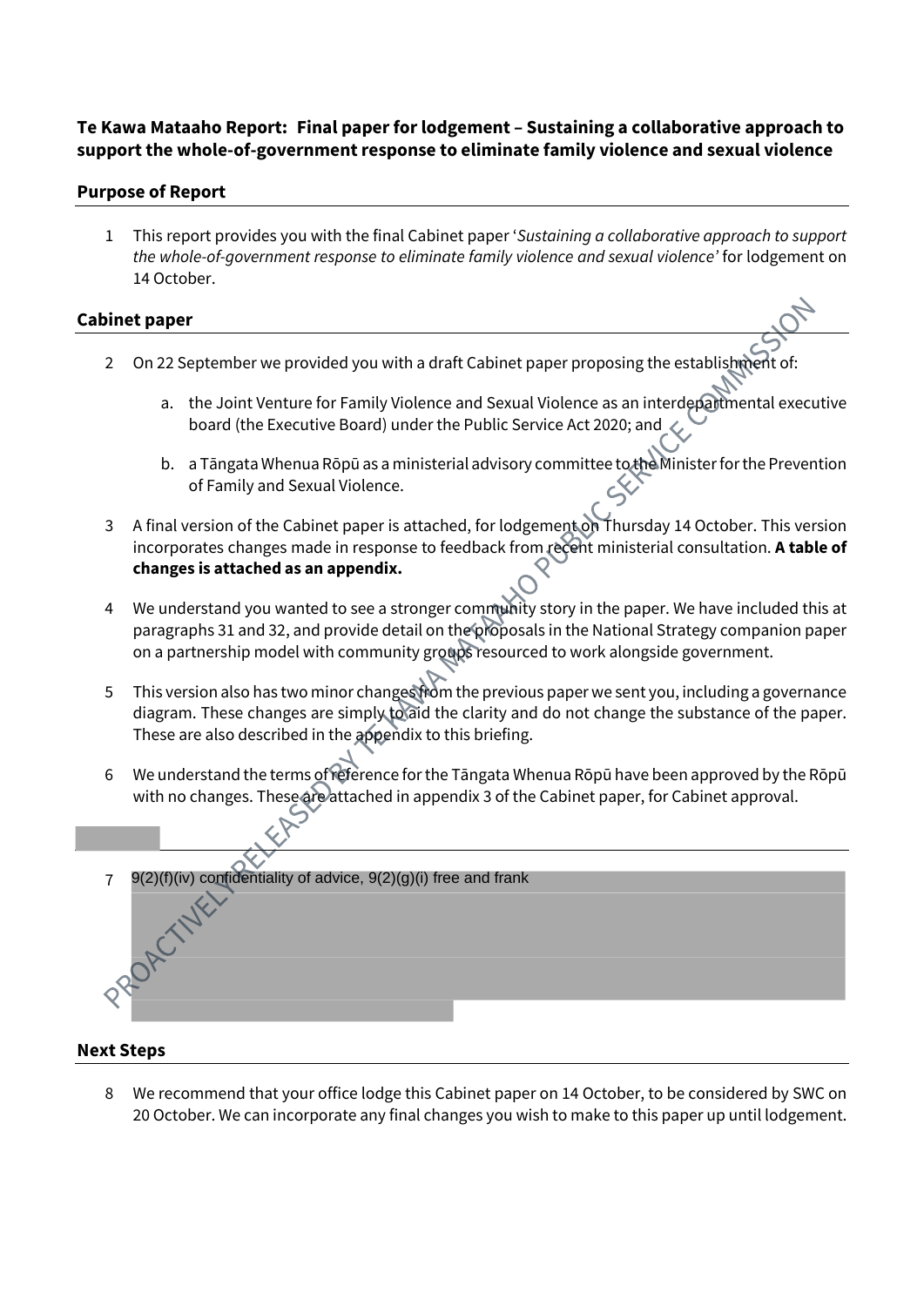**Te Kawa Mataaho Report: Final paper for lodgement – Sustaining a collaborative approach to support the whole-of-government response to eliminate family violence and sexual violence**

## Purpose of Report

1 This report provides you with the final Cabinet paper '*Sustaining a collaborative approach to support the whole-of-government response to eliminate family violence and sexual violence'* for lodgement on 14 October.

## Cabinet paper

2 On 22 September we provided you with a draft Cabinet paper proposing the establishment of:

a. the Joint Venture for Family Violence and Sexual Violence as an interdepartmental executive board (the Executive Board) under the Public Service Act 2020; and

b. a Tāngata Whenua Rōpū as a ministerial advisory committee to the Minister for the Prevention of Family and Sexual Violence.

3 A final version of the Cabinet paper is attached, for lodgement on Thursday 14 October. This version incorporates changes made in response to feedback from recent ministerial consultation. **A table of changes is attached as an appendix.**

4 We understand you wanted to see a stronger community story in the paper. We have included this at paragraphs 31 and 32, and provide detail on the proposals in the National Strategy companion paper on a partnership model with community groups resourced to work alongside government.

5 This version also has two minor changes from the previous paper we sent you, including a governance diagram. These changes are simply to aid the clarity and do not change the substance of the paper. These are also described in the appendix to this briefing.

6 We understand the terms of reference for the Tāngata Whenua Rōpū have been approved by the Rōpū with no changes. These are attached in appendix 3 of the Cabinet paper, for Cabinet approval.

7 9(2)(f)(iv) confidentiality of advice, 9(2)(g)(i) free and frank

## Next Steps

8 We recommend that your office lodge this Cabinet paper on 14 October, to be considered by SWC on 20 October. We can incorporate any final changes you wish to make to this paper up until lodgement.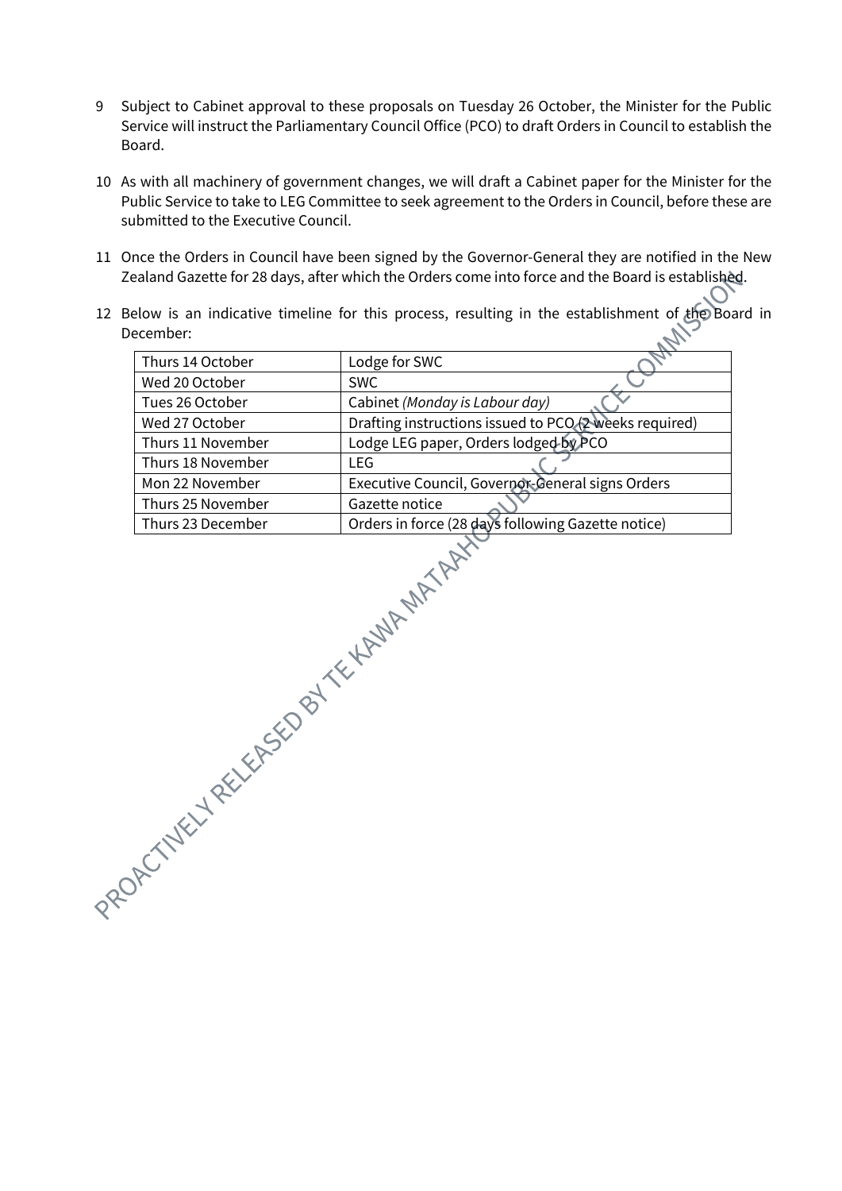9 Subject to Cabinet approval to these proposals on Tuesday 26 October, the Minister for the Public Service will instruct the Parliamentary Council Office (PCO) to draft Orders in Council to establish the Board.

10 As with all machinery of government changes, we will draft a Cabinet paper for the Minister for the Public Service to take to LEG Committee to seek agreement to the Orders in Council, before these are submitted to the Executive Council.

11 Once the Orders in Council have been signed by the Governor-General they are notified in the New Zealand Gazette for 28 days, after which the Orders come into force and the Board is established.

12 Below is an indicative timeline for this process, resulting in the establishment of the Board in December:

| | |
|---|---|
| Thurs 14 October | Lodge for SWC |
| Wed 20 October | SWC |
| Tues 26 October | Cabinet *(Monday is Labour day)* |
| Wed 27 October | Drafting instructions issued to PCO (2 weeks required) |
| Thurs 11 November | Lodge LEG paper, Orders lodged by PCO |
| Thurs 18 November | LEG |
| Mon 22 November | Executive Council, Governor-General signs Orders |
| Thurs 25 November | Gazette notice |
| Thurs 23 December | Orders in force (28 days following Gazette notice) |

PROACTIVELY RELEASED BY TE KAWA MATAAHO PUBLIC SERVICE COMMISSION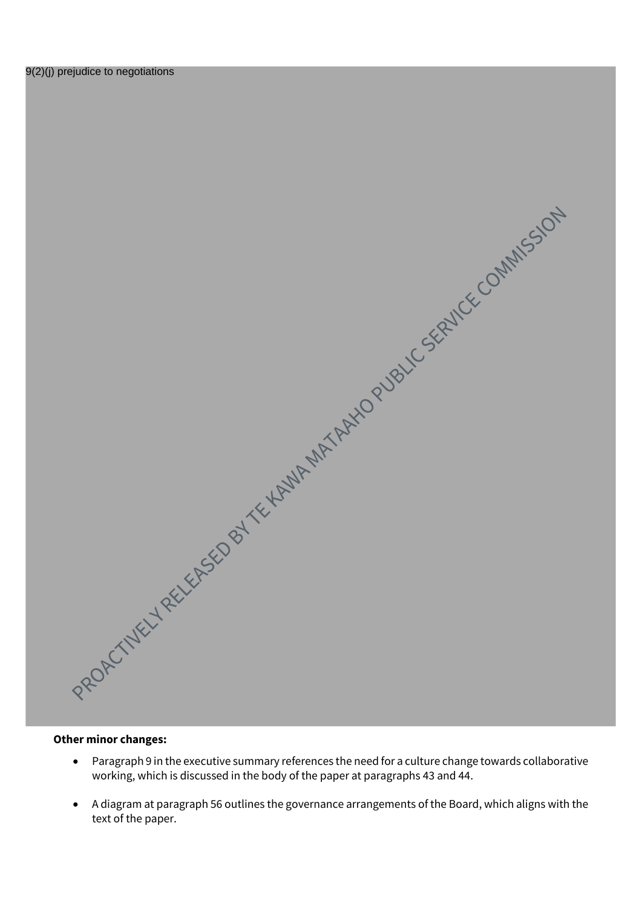9(2)(j) prejudice to negotiations

**Other minor changes:**

- Paragraph 9 in the executive summary references the need for a culture change towards collaborative working, which is discussed in the body of the paper at paragraphs 43 and 44.
- A diagram at paragraph 56 outlines the governance arrangements of the Board, which aligns with the text of the paper.